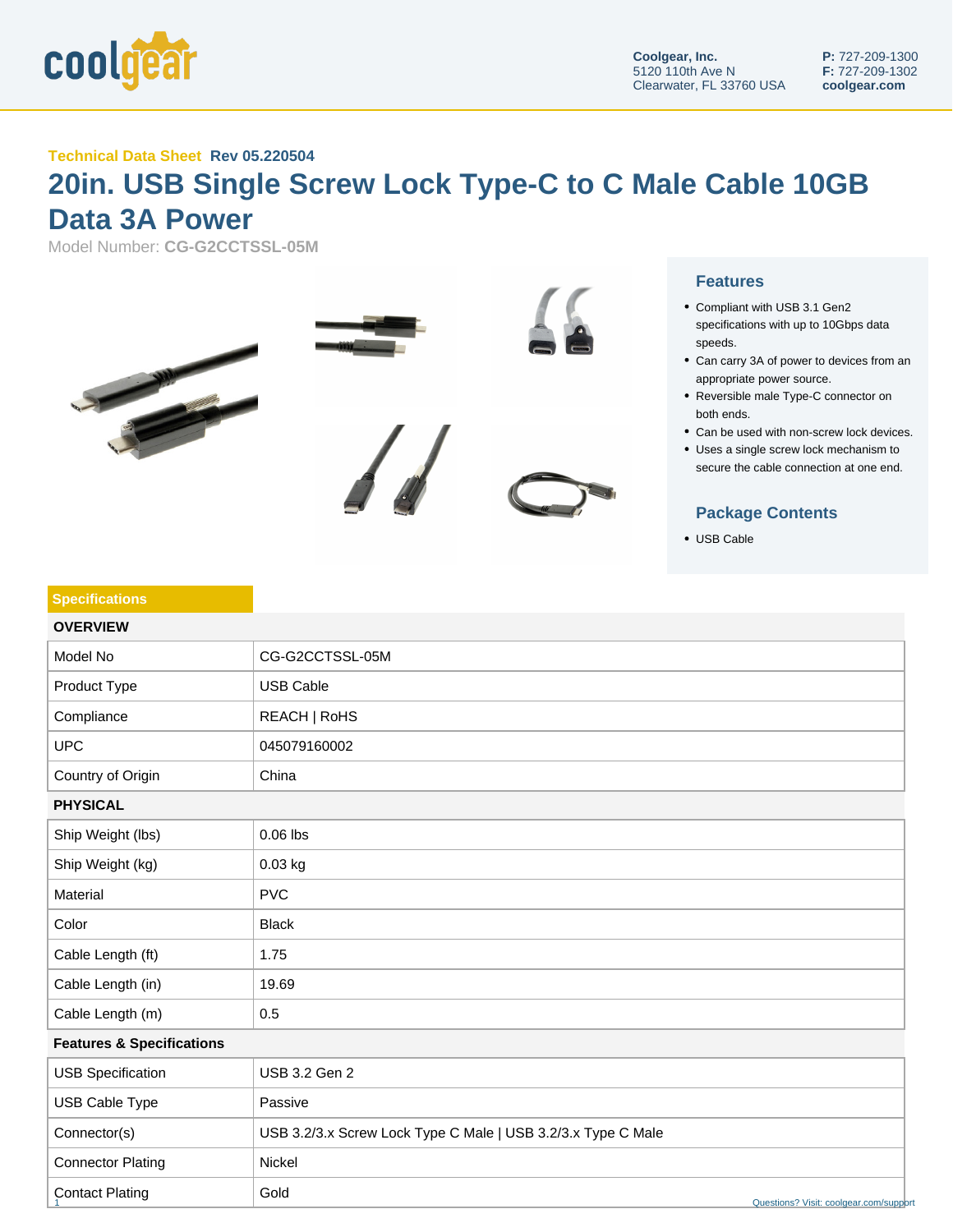coolgear

**Coolgear, Inc.**
5120 110th Ave N
Clearwater, FL 33760 USA

**P:** 727-209-1300
**F:** 727-209-1302
**coolgear.com**

**Technical Data Sheet** **Rev 05.220504**

# 20in. USB Single Screw Lock Type-C to C Male Cable 10GB Data 3A Power

Model Number: **CG-G2CCTSSL-05M**

## Features

- Compliant with USB 3.1 Gen2 specifications with up to 10Gbps data speeds.
- Can carry 3A of power to devices from an appropriate power source.
- Reversible male Type-C connector on both ends.
- Can be used with non-screw lock devices.
- Uses a single screw lock mechanism to secure the cable connection at one end.

## Package Contents

- USB Cable

## Specifications

| OVERVIEW | |
|---|---|
| Model No | CG-G2CCTSSL-05M |
| Product Type | USB Cable |
| Compliance | REACH \| RoHS |
| UPC | 045079160002 |
| Country of Origin | China |

| PHYSICAL | |
|---|---|
| Ship Weight (lbs) | 0.06 lbs |
| Ship Weight (kg) | 0.03 kg |
| Material | PVC |
| Color | Black |
| Cable Length (ft) | 1.75 |
| Cable Length (in) | 19.69 |
| Cable Length (m) | 0.5 |

| Features & Specifications | |
|---|---|
| USB Specification | USB 3.2 Gen 2 |
| USB Cable Type | Passive |
| Connector(s) | USB 3.2/3.x Screw Lock Type C Male \| USB 3.2/3.x Type C Male |
| Connector Plating | Nickel |
| Contact Plating | Gold |

Questions? Visit: coolgear.com/support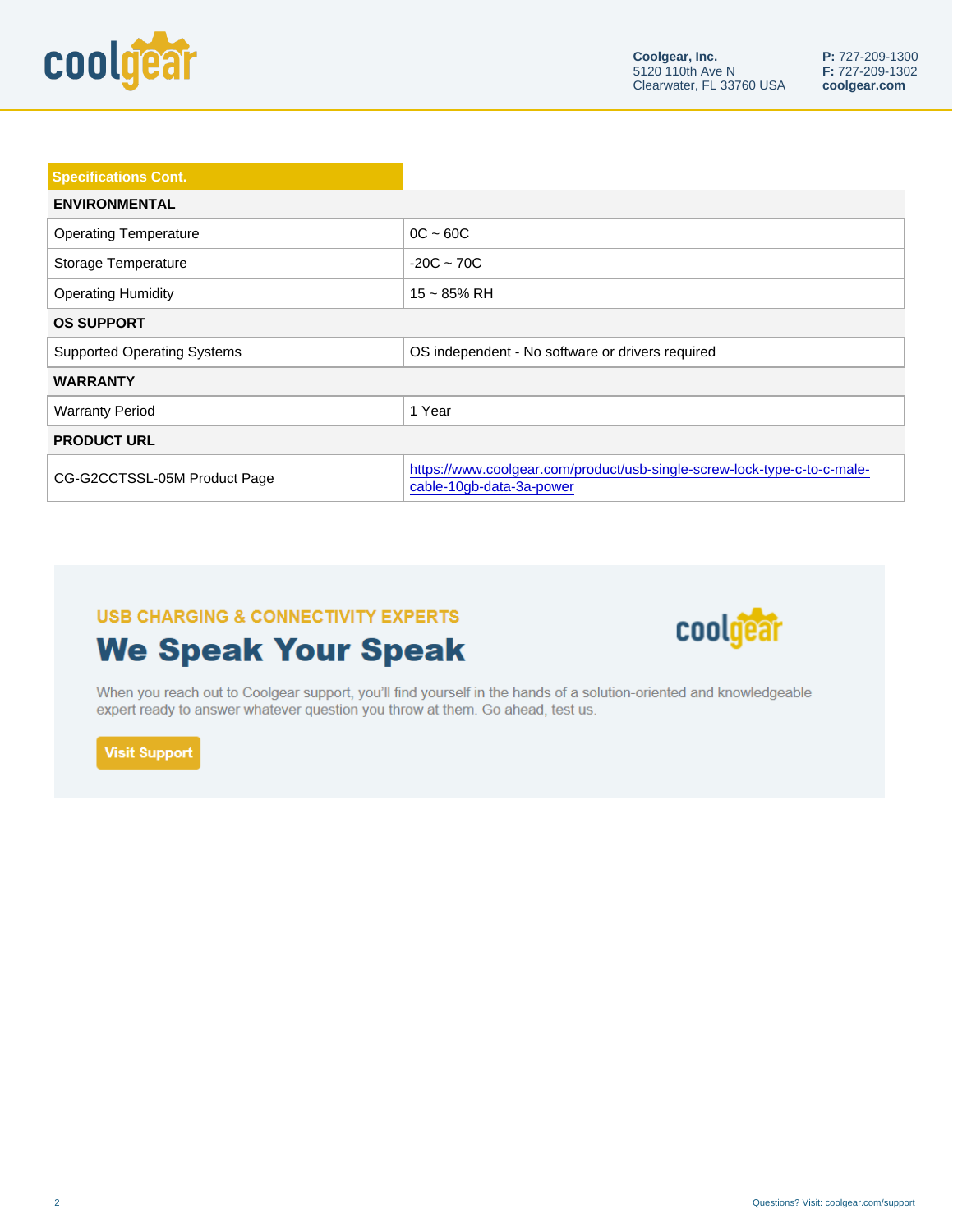Coolgear, Inc.
5120 110th Ave N
Clearwater, FL 33760 USA

**P:** 727-209-1300
**F:** 727-209-1302
**coolgear.com**

## Specifications Cont.

| | |
|---|---|
| **ENVIRONMENTAL** | |
| Operating Temperature | 0C ~ 60C |
| Storage Temperature | -20C ~ 70C |
| Operating Humidity | 15 ~ 85% RH |
| **OS SUPPORT** | |
| Supported Operating Systems | OS independent - No software or drivers required |
| **WARRANTY** | |
| Warranty Period | 1 Year |
| **PRODUCT URL** | |
| CG-G2CCTSSL-05M Product Page | https://www.coolgear.com/product/usb-single-screw-lock-type-c-to-c-male-cable-10gb-data-3a-power |

USB CHARGING & CONNECTIVITY EXPERTS

## We Speak Your Speak

When you reach out to Coolgear support, you'll find yourself in the hands of a solution-oriented and knowledgeable expert ready to answer whatever question you throw at them. Go ahead, test us.

**Visit Support**

Questions? Visit: coolgear.com/support